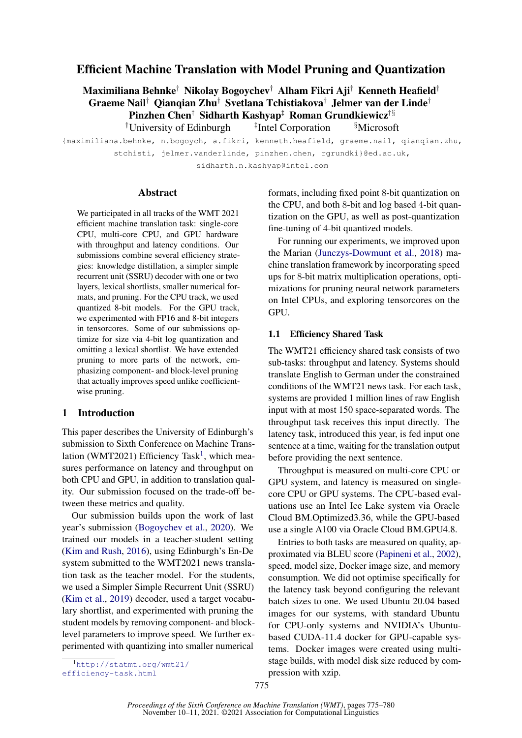# Efficient Machine Translation with Model Pruning and Quantization

**Maximiliana Behnke**[†] **Nikolay Bogoychev**[†] **Alham Fikri Aji**[†] **Kenneth Heafield**[†] **Graeme Nail**[†] **Qianqian Zhu**[†] **Svetlana Tchistiakova**[†] **Jelmer van der Linde**[†] **Pinzhen Chen**[†] **Sidharth Kashyap**[‡] **Roman Grundkiewicz**[†§]

[†]University of Edinburgh [‡]Intel Corporation [§]Microsoft

{maximiliana.behnke, n.bogoych, a.fikri, kenneth.heafield, graeme.nail, qianqian.zhu, stchisti, jelmer.vanderlinde, pinzhen.chen, rgrundki}@ed.ac.uk, sidharth.n.kashyap@intel.com

## Abstract

We participated in all tracks of the WMT 2021 efficient machine translation task: single-core CPU, multi-core CPU, and GPU hardware with throughput and latency conditions. Our submissions combine several efficiency strategies: knowledge distillation, a simpler simple recurrent unit (SSRU) decoder with one or two layers, lexical shortlists, smaller numerical formats, and pruning. For the CPU track, we used quantized 8-bit models. For the GPU track, we experimented with FP16 and 8-bit integers in tensorcores. Some of our submissions optimize for size via 4-bit log quantization and omitting a lexical shortlist. We have extended pruning to more parts of the network, emphasizing component- and block-level pruning that actually improves speed unlike coefficient-wise pruning.

## 1 Introduction

This paper describes the University of Edinburgh's submission to Sixth Conference on Machine Translation (WMT2021) Efficiency Task[1], which measures performance on latency and throughput on both CPU and GPU, in addition to translation quality. Our submission focused on the trade-off between these metrics and quality.

Our submission builds upon the work of last year's submission (Bogoychev et al., 2020). We trained our models in a teacher-student setting (Kim and Rush, 2016), using Edinburgh's En-De system submitted to the WMT2021 news translation task as the teacher model. For the students, we used a Simpler Simple Recurrent Unit (SSRU) (Kim et al., 2019) decoder, used a target vocabulary shortlist, and experimented with pruning the student models by removing component- and block-level parameters to improve speed. We further experimented with quantizing into smaller numerical formats, including fixed point 8-bit quantization on the CPU, and both 8-bit and log based 4-bit quantization on the GPU, as well as post-quantization fine-tuning of 4-bit quantized models.

For running our experiments, we improved upon the Marian (Junczys-Dowmunt et al., 2018) machine translation framework by incorporating speed ups for 8-bit matrix multiplication operations, optimizations for pruning neural network parameters on Intel CPUs, and exploring tensorcores on the GPU.

### 1.1 Efficiency Shared Task

The WMT21 efficiency shared task consists of two sub-tasks: throughput and latency. Systems should translate English to German under the constrained conditions of the WMT21 news task. For each task, systems are provided 1 million lines of raw English input with at most 150 space-separated words. The throughput task receives this input directly. The latency task, introduced this year, is fed input one sentence at a time, waiting for the translation output before providing the next sentence.

Throughput is measured on multi-core CPU or GPU system, and latency is measured on single-core CPU or GPU systems. The CPU-based evaluations use an Intel Ice Lake system via Oracle Cloud BM.Optimized3.36, while the GPU-based use a single A100 via Oracle Cloud BM.GPU4.8.

Entries to both tasks are measured on quality, approximated via BLEU score (Papineni et al., 2002), speed, model size, Docker image size, and memory consumption. We did not optimise specifically for the latency task beyond configuring the relevant batch sizes to one. We used Ubuntu 20.04 based images for our systems, with standard Ubuntu for CPU-only systems and NVIDIA's Ubuntu-based CUDA-11.4 docker for GPU-capable systems. Docker images were created using multi-stage builds, with model disk size reduced by compression with xzip.

[1] http://statmt.org/wmt21/efficiency-task.html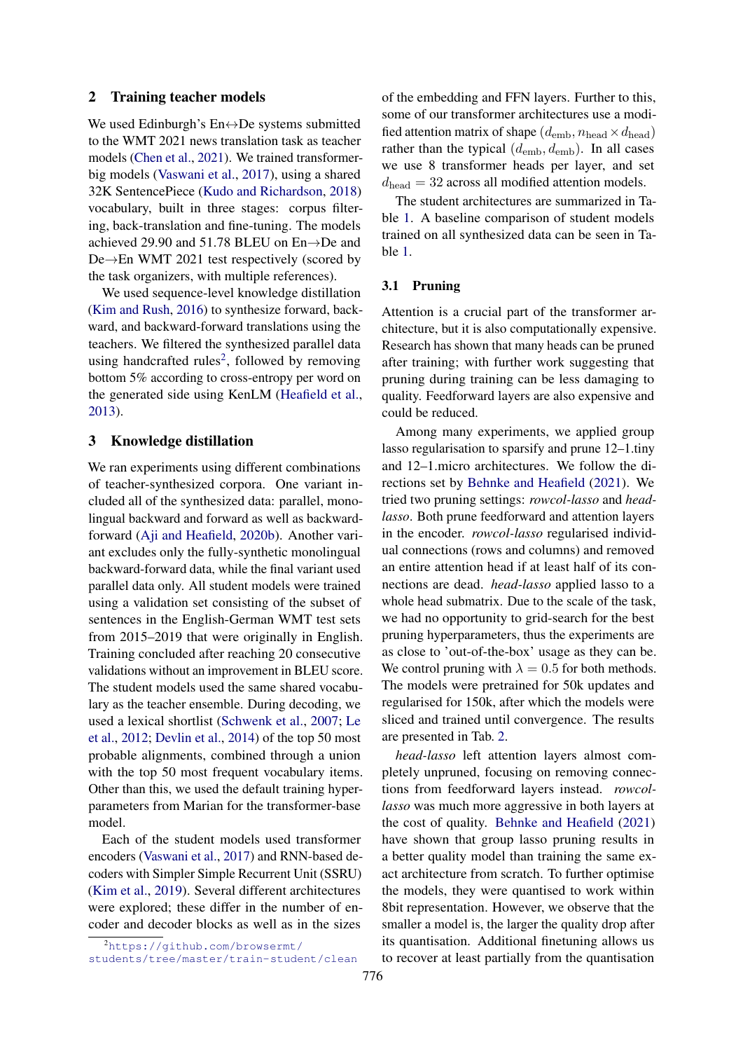## 2 Training teacher models

We used Edinburgh's En↔De systems submitted to the WMT 2021 news translation task as teacher models (Chen et al., 2021). We trained transformer-big models (Vaswani et al., 2017), using a shared 32K SentencePiece (Kudo and Richardson, 2018) vocabulary, built in three stages: corpus filtering, back-translation and fine-tuning. The models achieved 29.90 and 51.78 BLEU on En→De and De→En WMT 2021 test respectively (scored by the task organizers, with multiple references).

We used sequence-level knowledge distillation (Kim and Rush, 2016) to synthesize forward, backward, and backward-forward translations using the teachers. We filtered the synthesized parallel data using handcrafted rules[2], followed by removing bottom 5% according to cross-entropy per word on the generated side using KenLM (Heafield et al., 2013).

## 3 Knowledge distillation

We ran experiments using different combinations of teacher-synthesized corpora. One variant included all of the synthesized data: parallel, monolingual backward and forward as well as backward-forward (Aji and Heafield, 2020b). Another variant excludes only the fully-synthetic monolingual backward-forward data, while the final variant used parallel data only. All student models were trained using a validation set consisting of the subset of sentences in the English-German WMT test sets from 2015–2019 that were originally in English. Training concluded after reaching 20 consecutive validations without an improvement in BLEU score. The student models used the same shared vocabulary as the teacher ensemble. During decoding, we used a lexical shortlist (Schwenk et al., 2007; Le et al., 2012; Devlin et al., 2014) of the top 50 most probable alignments, combined through a union with the top 50 most frequent vocabulary items. Other than this, we used the default training hyperparameters from Marian for the transformer-base model.

Each of the student models used transformer encoders (Vaswani et al., 2017) and RNN-based decoders with Simpler Simple Recurrent Unit (SSRU) (Kim et al., 2019). Several different architectures were explored; these differ in the number of encoder and decoder blocks as well as in the sizes of the embedding and FFN layers. Further to this, some of our transformer architectures use a modified attention matrix of shape $(d_{\text{emb}}, n_{\text{head}} \times d_{\text{head}})$ rather than the typical $(d_{\text{emb}}, d_{\text{emb}})$. In all cases we use 8 transformer heads per layer, and set $d_{\text{head}} = 32$ across all modified attention models.

The student architectures are summarized in Table 1. A baseline comparison of student models trained on all synthesized data can be seen in Table 1.

### 3.1 Pruning

Attention is a crucial part of the transformer architecture, but it is also computationally expensive. Research has shown that many heads can be pruned after training; with further work suggesting that pruning during training can be less damaging to quality. Feedforward layers are also expensive and could be reduced.

Among many experiments, we applied group lasso regularisation to sparsify and prune 12–1.tiny and 12–1.micro architectures. We follow the directions set by Behnke and Heafield (2021). We tried two pruning settings: *rowcol-lasso* and *head-lasso*. Both prune feedforward and attention layers in the encoder. *rowcol-lasso* regularised individual connections (rows and columns) and removed an entire attention head if at least half of its connections are dead. *head-lasso* applied lasso to a whole head submatrix. Due to the scale of the task, we had no opportunity to grid-search for the best pruning hyperparameters, thus the experiments are as close to 'out-of-the-box' usage as they can be. We control pruning with $\lambda = 0.5$ for both methods. The models were pretrained for 50k updates and regularised for 150k, after which the models were sliced and trained until convergence. The results are presented in Tab. 2.

*head-lasso* left attention layers almost completely unpruned, focusing on removing connections from feedforward layers instead. *rowcol-lasso* was much more aggressive in both layers at the cost of quality. Behnke and Heafield (2021) have shown that group lasso pruning results in a better quality model than training the same exact architecture from scratch. To further optimise the models, they were quantised to work within 8bit representation. However, we observe that the smaller a model is, the larger the quality drop after its quantisation. Additional finetuning allows us to recover at least partially from the quantisation

[2] https://github.com/browsermt/students/tree/master/train-student/clean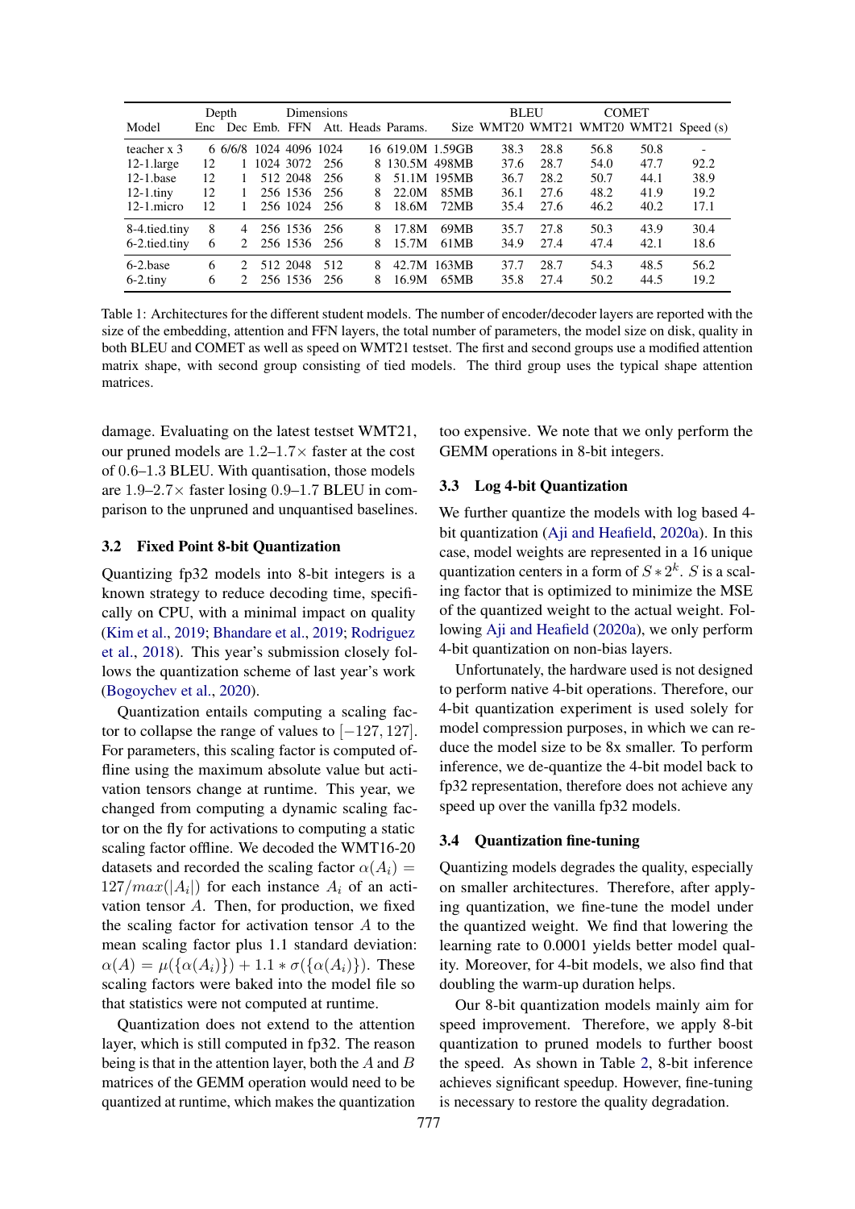| Model | Depth | | Dimensions | | | | | | BLEU | | COMET | | |
|---|---|---|---|---|---|---|---|---|---|---|---|---|---|
| | Enc | Dec | Emb. | FFN | Att. | Heads | Params. | Size | WMT20 | WMT21 | WMT20 | WMT21 | Speed (s) |
| teacher x 3 | 6 | 6/6/8 | 1024 | 4096 | 1024 | 16 | 619.0M | 1.59GB | 38.3 | 28.8 | 56.8 | 50.8 | - |
| 12-1.large | 12 | 1 | 1024 | 3072 | 256 | 8 | 130.5M | 498MB | 37.6 | 28.7 | 54.0 | 47.7 | 92.2 |
| 12-1.base | 12 | 1 | 512 | 2048 | 256 | 8 | 51.1M | 195MB | 36.7 | 28.2 | 50.7 | 44.1 | 38.9 |
| 12-1.tiny | 12 | 1 | 256 | 1536 | 256 | 8 | 22.0M | 85MB | 36.1 | 27.6 | 48.2 | 41.9 | 19.2 |
| 12-1.micro | 12 | 1 | 256 | 1024 | 256 | 8 | 18.6M | 72MB | 35.4 | 27.6 | 46.2 | 40.2 | 17.1 |
| 8-4.tied.tiny | 8 | 4 | 256 | 1536 | 256 | 8 | 17.8M | 69MB | 35.7 | 27.8 | 50.3 | 43.9 | 30.4 |
| 6-2.tied.tiny | 6 | 2 | 256 | 1536 | 256 | 8 | 15.7M | 61MB | 34.9 | 27.4 | 47.4 | 42.1 | 18.6 |
| 6-2.base | 6 | 2 | 512 | 2048 | 512 | 8 | 42.7M | 163MB | 37.7 | 28.7 | 54.3 | 48.5 | 56.2 |
| 6-2.tiny | 6 | 2 | 256 | 1536 | 256 | 8 | 16.9M | 65MB | 35.8 | 27.4 | 50.2 | 44.5 | 19.2 |

Table 1: Architectures for the different student models. The number of encoder/decoder layers are reported with the size of the embedding, attention and FFN layers, the total number of parameters, the model size on disk, quality in both BLEU and COMET as well as speed on WMT21 testset. The first and second groups use a modified attention matrix shape, with second group consisting of tied models. The third group uses the typical shape attention matrices.

damage. Evaluating on the latest testset WMT21, our pruned models are 1.2–1.7× faster at the cost of 0.6–1.3 BLEU. With quantisation, those models are 1.9–2.7× faster losing 0.9–1.7 BLEU in comparison to the unpruned and unquantised baselines.

## 3.2 Fixed Point 8-bit Quantization

Quantizing fp32 models into 8-bit integers is a known strategy to reduce decoding time, specifically on CPU, with a minimal impact on quality (Kim et al., 2019; Bhandare et al., 2019; Rodriguez et al., 2018). This year's submission closely follows the quantization scheme of last year's work (Bogoychev et al., 2020).

Quantization entails computing a scaling factor to collapse the range of values to $[-127, 127]$. For parameters, this scaling factor is computed offline using the maximum absolute value but activation tensors change at runtime. This year, we changed from computing a dynamic scaling factor on the fly for activations to computing a static scaling factor offline. We decoded the WMT16-20 datasets and recorded the scaling factor $\alpha(A_i) = 127/max(|A_i|)$ for each instance $A_i$ of an activation tensor $A$. Then, for production, we fixed the scaling factor for activation tensor $A$ to the mean scaling factor plus 1.1 standard deviation: $\alpha(A) = \mu(\{\alpha(A_i)\}) + 1.1 * \sigma(\{\alpha(A_i)\})$. These scaling factors were baked into the model file so that statistics were not computed at runtime.

Quantization does not extend to the attention layer, which is still computed in fp32. The reason being is that in the attention layer, both the $A$ and $B$ matrices of the GEMM operation would need to be quantized at runtime, which makes the quantization too expensive. We note that we only perform the GEMM operations in 8-bit integers.

## 3.3 Log 4-bit Quantization

We further quantize the models with log based 4-bit quantization (Aji and Heafield, 2020a). In this case, model weights are represented in a 16 unique quantization centers in a form of $S * 2^k$. $S$ is a scaling factor that is optimized to minimize the MSE of the quantized weight to the actual weight. Following Aji and Heafield (2020a), we only perform 4-bit quantization on non-bias layers.

Unfortunately, the hardware used is not designed to perform native 4-bit operations. Therefore, our 4-bit quantization experiment is used solely for model compression purposes, in which we can reduce the model size to be 8x smaller. To perform inference, we de-quantize the 4-bit model back to fp32 representation, therefore does not achieve any speed up over the vanilla fp32 models.

## 3.4 Quantization fine-tuning

Quantizing models degrades the quality, especially on smaller architectures. Therefore, after applying quantization, we fine-tune the model under the quantized weight. We find that lowering the learning rate to 0.0001 yields better model quality. Moreover, for 4-bit models, we also find that doubling the warm-up duration helps.

Our 8-bit quantization models mainly aim for speed improvement. Therefore, we apply 8-bit quantization to pruned models to further boost the speed. As shown in Table 2, 8-bit inference achieves significant speedup. However, fine-tuning is necessary to restore the quality degradation.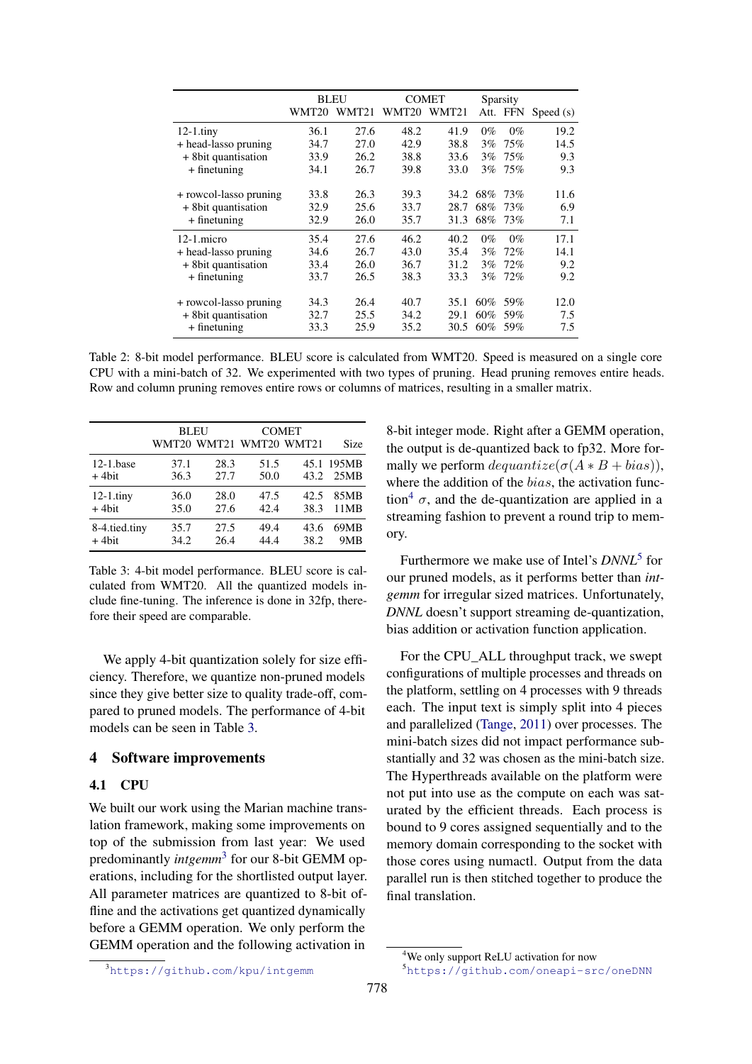|  | BLEU |  | COMET |  | Sparsity |  |  |
|---|---|---|---|---|---|---|---|
|  | WMT20 | WMT21 | WMT20 | WMT21 | Att. | FFN | Speed (s) |
| 12-1.tiny | 36.1 | 27.6 | 48.2 | 41.9 | 0% | 0% | 19.2 |
| + head-lasso pruning | 34.7 | 27.0 | 42.9 | 38.8 | 3% | 75% | 14.5 |
| + 8bit quantisation | 33.9 | 26.2 | 38.8 | 33.6 | 3% | 75% | 9.3 |
| + finetuning | 34.1 | 26.7 | 39.8 | 33.0 | 3% | 75% | 9.3 |
| + rowcol-lasso pruning | 33.8 | 26.3 | 39.3 | 34.2 | 68% | 73% | 11.6 |
| + 8bit quantisation | 32.9 | 25.6 | 33.7 | 28.7 | 68% | 73% | 6.9 |
| + finetuning | 32.9 | 26.0 | 35.7 | 31.3 | 68% | 73% | 7.1 |
| 12-1.micro | 35.4 | 27.6 | 46.2 | 40.2 | 0% | 0% | 17.1 |
| + head-lasso pruning | 34.6 | 26.7 | 43.0 | 35.4 | 3% | 72% | 14.1 |
| + 8bit quantisation | 33.4 | 26.0 | 36.7 | 31.2 | 3% | 72% | 9.2 |
| + finetuning | 33.7 | 26.5 | 38.3 | 33.3 | 3% | 72% | 9.2 |
| + rowcol-lasso pruning | 34.3 | 26.4 | 40.7 | 35.1 | 60% | 59% | 12.0 |
| + 8bit quantisation | 32.7 | 25.5 | 34.2 | 29.1 | 60% | 59% | 7.5 |
| + finetuning | 33.3 | 25.9 | 35.2 | 30.5 | 60% | 59% | 7.5 |

Table 2: 8-bit model performance. BLEU score is calculated from WMT20. Speed is measured on a single core CPU with a mini-batch of 32. We experimented with two types of pruning. Head pruning removes entire heads. Row and column pruning removes entire rows or columns of matrices, resulting in a smaller matrix.

|  | BLEU |  | COMET |  |  |
|---|---|---|---|---|---|
|  | WMT20 | WMT21 | WMT20 | WMT21 | Size |
| 12-1.base | 37.1 | 28.3 | 51.5 | 45.1 | 195MB |
| + 4bit | 36.3 | 27.7 | 50.0 | 43.2 | 25MB |
| 12-1.tiny | 36.0 | 28.0 | 47.5 | 42.5 | 85MB |
| + 4bit | 35.0 | 27.6 | 42.4 | 38.3 | 11MB |
| 8-4.tied.tiny | 35.7 | 27.5 | 49.4 | 43.6 | 69MB |
| + 4bit | 34.2 | 26.4 | 44.4 | 38.2 | 9MB |

Table 3: 4-bit model performance. BLEU score is calculated from WMT20. All the quantized models include fine-tuning. The inference is done in 32fp, therefore their speed are comparable.

We apply 4-bit quantization solely for size efficiency. Therefore, we quantize non-pruned models since they give better size to quality trade-off, compared to pruned models. The performance of 4-bit models can be seen in Table 3.

## 4 Software improvements

### 4.1 CPU

We built our work using the Marian machine translation framework, making some improvements on top of the submission from last year: We used predominantly *intgemm*[3] for our 8-bit GEMM operations, including for the shortlisted output layer. All parameter matrices are quantized to 8-bit offline and the activations get quantized dynamically before a GEMM operation. We only perform the GEMM operation and the following activation in 8-bit integer mode. Right after a GEMM operation, the output is de-quantized back to fp32. More formally we perform $dequantize(\sigma(A * B + bias))$, where the addition of the $bias$, the activation function[4] $\sigma$, and the de-quantization are applied in a streaming fashion to prevent a round trip to memory.

Furthermore we make use of Intel's *DNNL*[5] for our pruned models, as it performs better than *intgemm* for irregular sized matrices. Unfortunately, *DNNL* doesn't support streaming de-quantization, bias addition or activation function application.

For the CPU_ALL throughput track, we swept configurations of multiple processes and threads on the platform, settling on 4 processes with 9 threads each. The input text is simply split into 4 pieces and parallelized (Tange, 2011) over processes. The mini-batch sizes did not impact performance substantially and 32 was chosen as the mini-batch size. The Hyperthreads available on the platform were not put into use as the compute on each was saturated by the efficient threads. Each process is bound to 9 cores assigned sequentially and to the memory domain corresponding to the socket with those cores using numactl. Output from the data parallel run is then stitched together to produce the final translation.

[3] https://github.com/kpu/intgemm

[4] We only support ReLU activation for now

[5] https://github.com/oneapi-src/oneDNN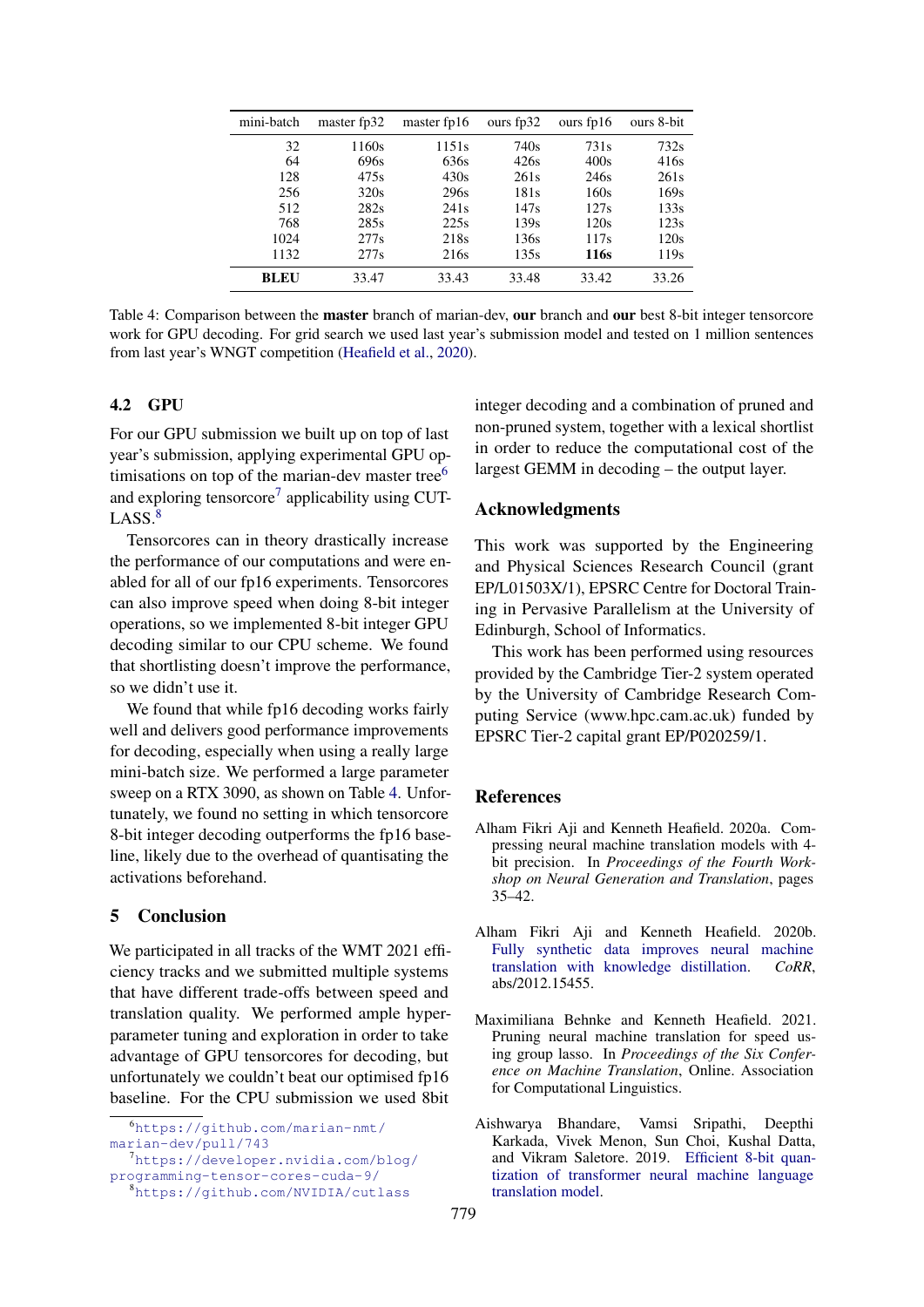| mini-batch | master fp32 | master fp16 | ours fp32 | ours fp16 | ours 8-bit |
|---|---|---|---|---|---|
| 32 | 1160s | 1151s | 740s | 731s | 732s |
| 64 | 696s | 636s | 426s | 400s | 416s |
| 128 | 475s | 430s | 261s | 246s | 261s |
| 256 | 320s | 296s | 181s | 160s | 169s |
| 512 | 282s | 241s | 147s | 127s | 133s |
| 768 | 285s | 225s | 139s | 120s | 123s |
| 1024 | 277s | 218s | 136s | 117s | 120s |
| 1132 | 277s | 216s | 135s | **116s** | 119s |
| **BLEU** | 33.47 | 33.43 | 33.48 | 33.42 | 33.26 |

Table 4: Comparison between the **master** branch of marian-dev, **our** branch and **our** best 8-bit integer tensorcore work for GPU decoding. For grid search we used last year's submission model and tested on 1 million sentences from last year's WNGT competition (Heafield et al., 2020).

### 4.2 GPU

For our GPU submission we built up on top of last year's submission, applying experimental GPU optimisations on top of the marian-dev master tree[6] and exploring tensorcore[7] applicability using CUTLASS.[8]

Tensorcores can in theory drastically increase the performance of our computations and were enabled for all of our fp16 experiments. Tensorcores can also improve speed when doing 8-bit integer operations, so we implemented 8-bit integer GPU decoding similar to our CPU scheme. We found that shortlisting doesn't improve the performance, so we didn't use it.

We found that while fp16 decoding works fairly well and delivers good performance improvements for decoding, especially when using a really large mini-batch size. We performed a large parameter sweep on a RTX 3090, as shown on Table 4. Unfortunately, we found no setting in which tensorcore 8-bit integer decoding outperforms the fp16 baseline, likely due to the overhead of quantisating the activations beforehand.

## 5 Conclusion

We participated in all tracks of the WMT 2021 efficiency tracks and we submitted multiple systems that have different trade-offs between speed and translation quality. We performed ample hyperparameter tuning and exploration in order to take advantage of GPU tensorcores for decoding, but unfortunately we couldn't beat our optimised fp16 baseline. For the CPU submission we used 8bit integer decoding and a combination of pruned and non-pruned system, together with a lexical shortlist in order to reduce the computational cost of the largest GEMM in decoding – the output layer.

## Acknowledgments

This work was supported by the Engineering and Physical Sciences Research Council (grant EP/L01503X/1), EPSRC Centre for Doctoral Training in Pervasive Parallelism at the University of Edinburgh, School of Informatics.

This work has been performed using resources provided by the Cambridge Tier-2 system operated by the University of Cambridge Research Computing Service (www.hpc.cam.ac.uk) funded by EPSRC Tier-2 capital grant EP/P020259/1.

## References

Alham Fikri Aji and Kenneth Heafield. 2020a. Compressing neural machine translation models with 4-bit precision. In *Proceedings of the Fourth Workshop on Neural Generation and Translation*, pages 35–42.

Alham Fikri Aji and Kenneth Heafield. 2020b. Fully synthetic data improves neural machine translation with knowledge distillation. *CoRR*, abs/2012.15455.

Maximiliana Behnke and Kenneth Heafield. 2021. Pruning neural machine translation for speed using group lasso. In *Proceedings of the Six Conference on Machine Translation*, Online. Association for Computational Linguistics.

Aishwarya Bhandare, Vamsi Sripathi, Deepthi Karkada, Vivek Menon, Sun Choi, Kushal Datta, and Vikram Saletore. 2019. Efficient 8-bit quantization of transformer neural machine language translation model.

[6] https://github.com/marian-nmt/marian-dev/pull/743

[7] https://developer.nvidia.com/blog/programming-tensor-cores-cuda-9/

[8] https://github.com/NVIDIA/cutlass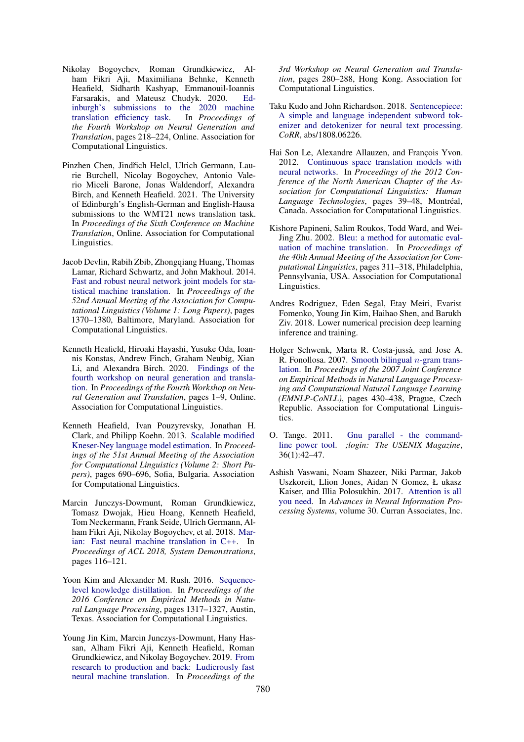Nikolay Bogoychev, Roman Grundkiewicz, Alham Fikri Aji, Maximiliana Behnke, Kenneth Heafield, Sidharth Kashyap, Emmanouil-Ioannis Farsarakis, and Mateusz Chudyk. 2020. Edinburgh's submissions to the 2020 machine translation efficiency task. In *Proceedings of the Fourth Workshop on Neural Generation and Translation*, pages 218–224, Online. Association for Computational Linguistics.

Pinzhen Chen, Jindřich Helcl, Ulrich Germann, Laurie Burchell, Nicolay Bogoychev, Antonio Valerio Miceli Barone, Jonas Waldendorf, Alexandra Birch, and Kenneth Heafield. 2021. The University of Edinburgh's English-German and English-Hausa submissions to the WMT21 news translation task. In *Proceedings of the Sixth Conference on Machine Translation*, Online. Association for Computational Linguistics.

Jacob Devlin, Rabih Zbib, Zhongqiang Huang, Thomas Lamar, Richard Schwartz, and John Makhoul. 2014. Fast and robust neural network joint models for statistical machine translation. In *Proceedings of the 52nd Annual Meeting of the Association for Computational Linguistics (Volume 1: Long Papers)*, pages 1370–1380, Baltimore, Maryland. Association for Computational Linguistics.

Kenneth Heafield, Hiroaki Hayashi, Yusuke Oda, Ioannis Konstas, Andrew Finch, Graham Neubig, Xian Li, and Alexandra Birch. 2020. Findings of the fourth workshop on neural generation and translation. In *Proceedings of the Fourth Workshop on Neural Generation and Translation*, pages 1–9, Online. Association for Computational Linguistics.

Kenneth Heafield, Ivan Pouzyrevsky, Jonathan H. Clark, and Philipp Koehn. 2013. Scalable modified Kneser-Ney language model estimation. In *Proceedings of the 51st Annual Meeting of the Association for Computational Linguistics (Volume 2: Short Papers)*, pages 690–696, Sofia, Bulgaria. Association for Computational Linguistics.

Marcin Junczys-Dowmunt, Roman Grundkiewicz, Tomasz Dwojak, Hieu Hoang, Kenneth Heafield, Tom Neckermann, Frank Seide, Ulrich Germann, Alham Fikri Aji, Nikolay Bogoychev, et al. 2018. Marian: Fast neural machine translation in C++. In *Proceedings of ACL 2018, System Demonstrations*, pages 116–121.

Yoon Kim and Alexander M. Rush. 2016. Sequence-level knowledge distillation. In *Proceedings of the 2016 Conference on Empirical Methods in Natural Language Processing*, pages 1317–1327, Austin, Texas. Association for Computational Linguistics.

Young Jin Kim, Marcin Junczys-Dowmunt, Hany Hassan, Alham Fikri Aji, Kenneth Heafield, Roman Grundkiewicz, and Nikolay Bogoychev. 2019. From research to production and back: Ludicrously fast neural machine translation. In *Proceedings of the 3rd Workshop on Neural Generation and Translation*, pages 280–288, Hong Kong. Association for Computational Linguistics.

Taku Kudo and John Richardson. 2018. Sentencepiece: A simple and language independent subword tokenizer and detokenizer for neural text processing. *CoRR*, abs/1808.06226.

Hai Son Le, Alexandre Allauzen, and François Yvon. 2012. Continuous space translation models with neural networks. In *Proceedings of the 2012 Conference of the North American Chapter of the Association for Computational Linguistics: Human Language Technologies*, pages 39–48, Montréal, Canada. Association for Computational Linguistics.

Kishore Papineni, Salim Roukos, Todd Ward, and Wei-Jing Zhu. 2002. Bleu: a method for automatic evaluation of machine translation. In *Proceedings of the 40th Annual Meeting of the Association for Computational Linguistics*, pages 311–318, Philadelphia, Pennsylvania, USA. Association for Computational Linguistics.

Andres Rodriguez, Eden Segal, Etay Meiri, Evarist Fomenko, Young Jin Kim, Haihao Shen, and Barukh Ziv. 2018. Lower numerical precision deep learning inference and training.

Holger Schwenk, Marta R. Costa-jussà, and Jose A. R. Fonollosa. 2007. Smooth bilingual $n$-gram translation. In *Proceedings of the 2007 Joint Conference on Empirical Methods in Natural Language Processing and Computational Natural Language Learning (EMNLP-CoNLL)*, pages 430–438, Prague, Czech Republic. Association for Computational Linguistics.

O. Tange. 2011. Gnu parallel - the command-line power tool. *;login: The USENIX Magazine*, 36(1):42–47.

Ashish Vaswani, Noam Shazeer, Niki Parmar, Jakob Uszkoreit, Llion Jones, Aidan N Gomez, Ł ukasz Kaiser, and Illia Polosukhin. 2017. Attention is all you need. In *Advances in Neural Information Processing Systems*, volume 30. Curran Associates, Inc.